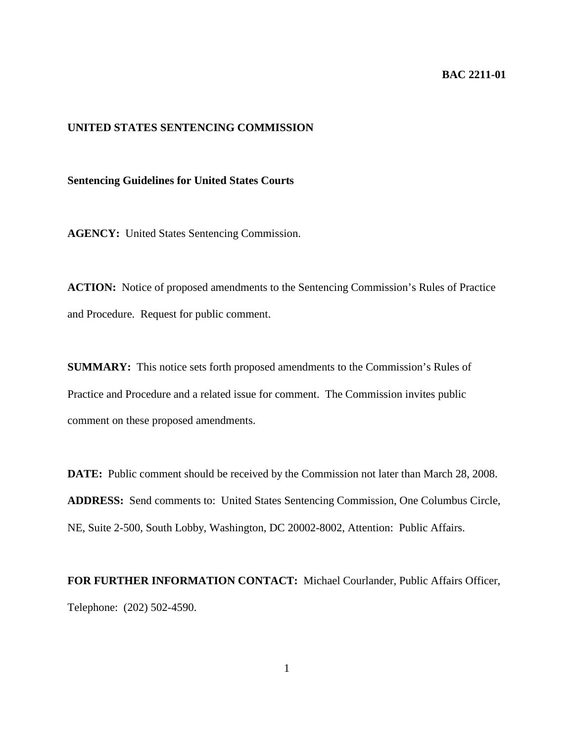**BAC 2211-01**

**UNITED STATES SENTENCING COMMISSION**

**Sentencing Guidelines for United States Courts**

**AGENCY:** United States Sentencing Commission.

**ACTION:** Notice of proposed amendments to the Sentencing Commission's Rules of Practice and Procedure. Request for public comment.

**SUMMARY:** This notice sets forth proposed amendments to the Commission's Rules of Practice and Procedure and a related issue for comment. The Commission invites public comment on these proposed amendments.

**DATE:** Public comment should be received by the Commission not later than March 28, 2008.

**ADDRESS:** Send comments to: United States Sentencing Commission, One Columbus Circle, NE, Suite 2-500, South Lobby, Washington, DC 20002-8002, Attention: Public Affairs.

**FOR FURTHER INFORMATION CONTACT:** Michael Courlander, Public Affairs Officer, Telephone: (202) 502-4590.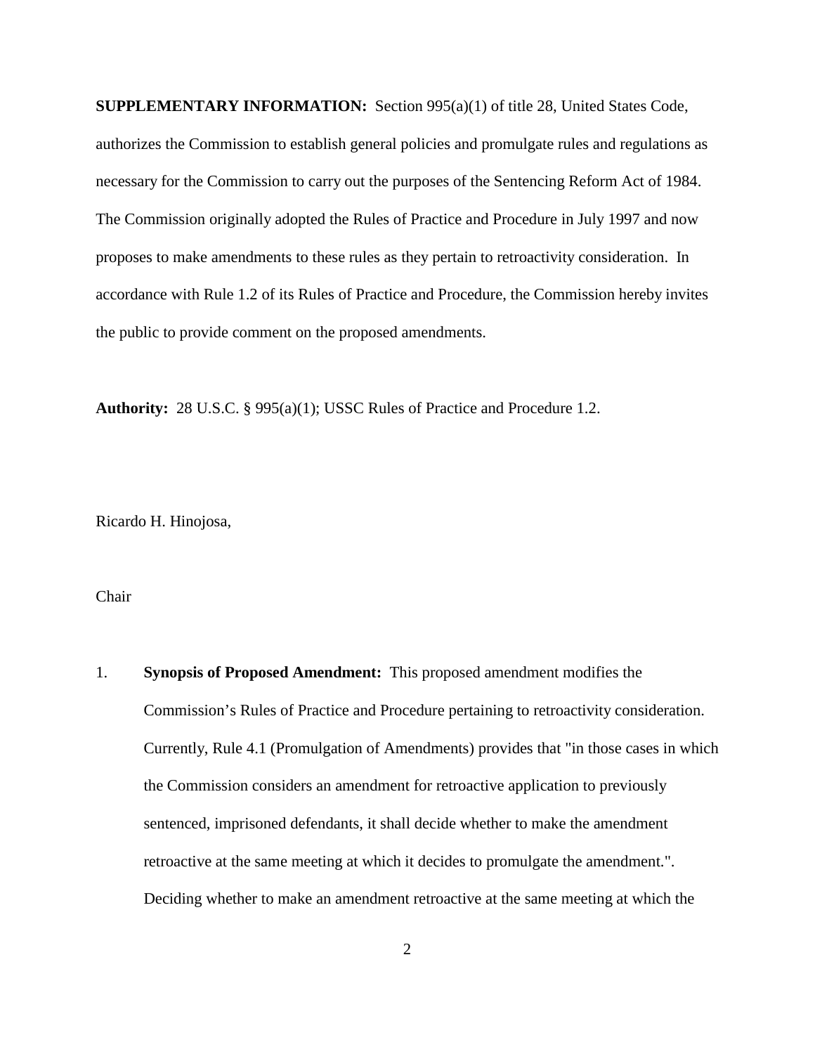**SUPPLEMENTARY INFORMATION:** Section 995(a)(1) of title 28, United States Code, authorizes the Commission to establish general policies and promulgate rules and regulations as necessary for the Commission to carry out the purposes of the Sentencing Reform Act of 1984. The Commission originally adopted the Rules of Practice and Procedure in July 1997 and now proposes to make amendments to these rules as they pertain to retroactivity consideration. In accordance with Rule 1.2 of its Rules of Practice and Procedure, the Commission hereby invites the public to provide comment on the proposed amendments.

**Authority:** 28 U.S.C. § 995(a)(1); USSC Rules of Practice and Procedure 1.2.

Ricardo H. Hinojosa,

Chair

1. **Synopsis of Proposed Amendment:** This proposed amendment modifies the Commission's Rules of Practice and Procedure pertaining to retroactivity consideration. Currently, Rule 4.1 (Promulgation of Amendments) provides that "in those cases in which the Commission considers an amendment for retroactive application to previously sentenced, imprisoned defendants, it shall decide whether to make the amendment retroactive at the same meeting at which it decides to promulgate the amendment.". Deciding whether to make an amendment retroactive at the same meeting at which the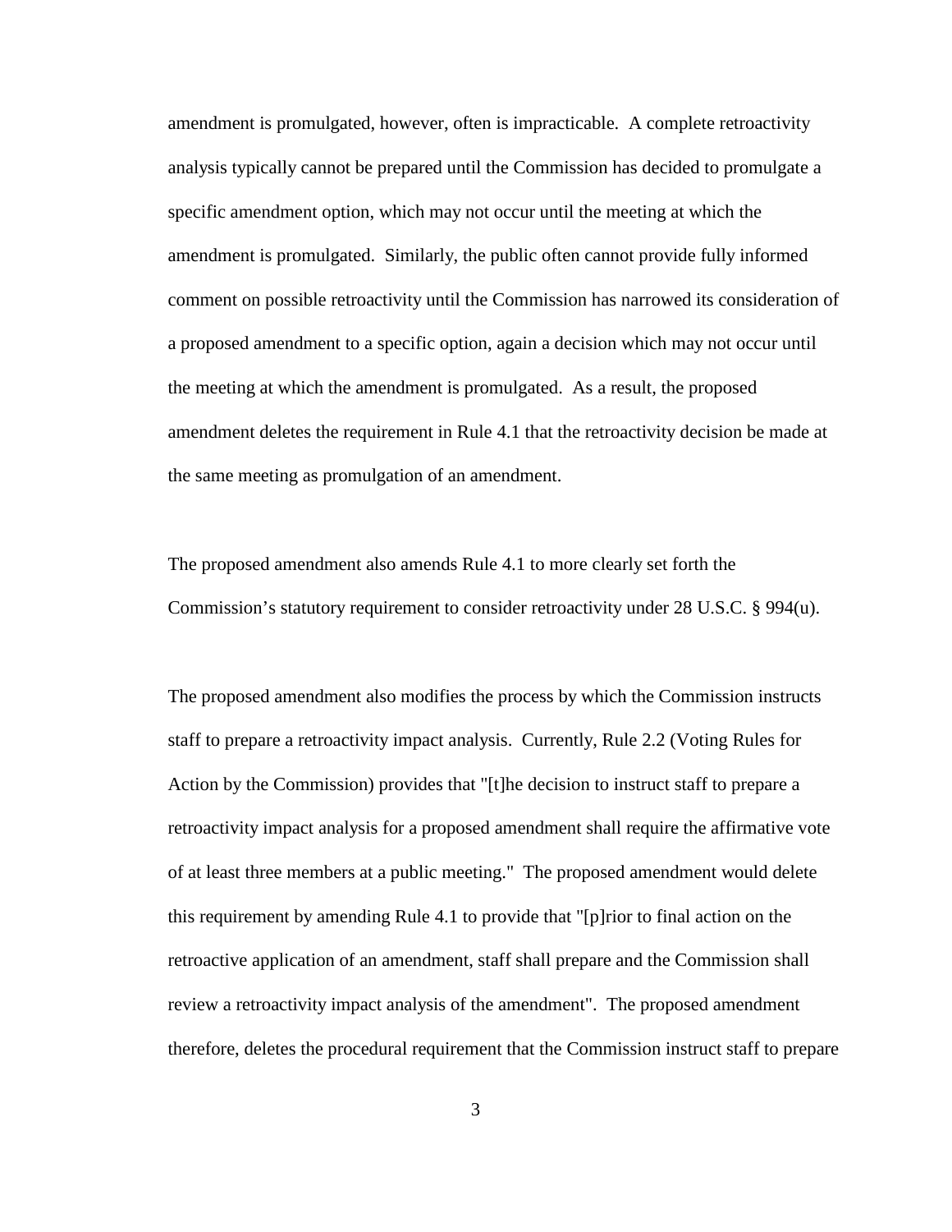amendment is promulgated, however, often is impracticable. A complete retroactivity analysis typically cannot be prepared until the Commission has decided to promulgate a specific amendment option, which may not occur until the meeting at which the amendment is promulgated. Similarly, the public often cannot provide fully informed comment on possible retroactivity until the Commission has narrowed its consideration of a proposed amendment to a specific option, again a decision which may not occur until the meeting at which the amendment is promulgated. As a result, the proposed amendment deletes the requirement in Rule 4.1 that the retroactivity decision be made at the same meeting as promulgation of an amendment.

The proposed amendment also amends Rule 4.1 to more clearly set forth the Commission's statutory requirement to consider retroactivity under 28 U.S.C. § 994(u).

The proposed amendment also modifies the process by which the Commission instructs staff to prepare a retroactivity impact analysis. Currently, Rule 2.2 (Voting Rules for Action by the Commission) provides that "[t]he decision to instruct staff to prepare a retroactivity impact analysis for a proposed amendment shall require the affirmative vote of at least three members at a public meeting." The proposed amendment would delete this requirement by amending Rule 4.1 to provide that "[p]rior to final action on the retroactive application of an amendment, staff shall prepare and the Commission shall review a retroactivity impact analysis of the amendment". The proposed amendment therefore, deletes the procedural requirement that the Commission instruct staff to prepare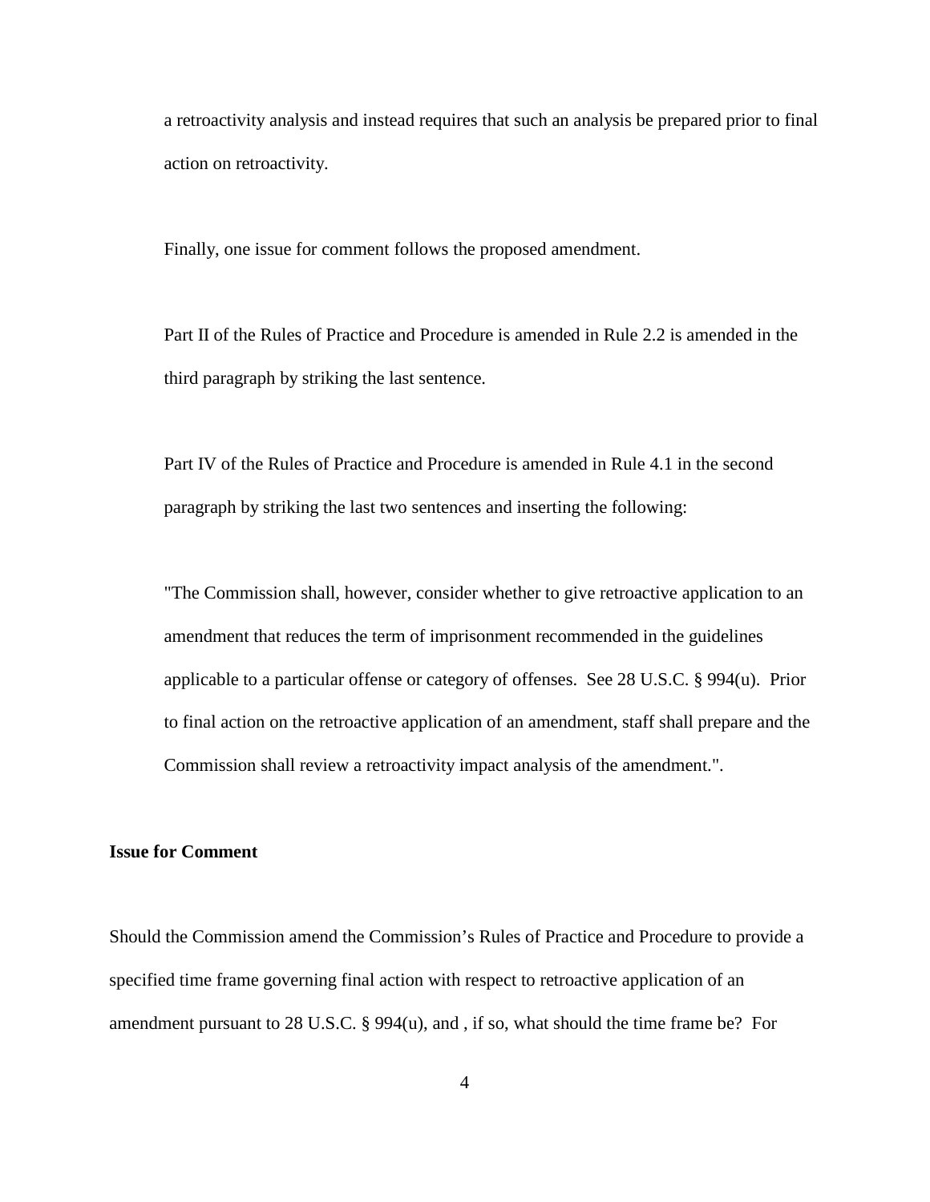a retroactivity analysis and instead requires that such an analysis be prepared prior to final action on retroactivity.

Finally, one issue for comment follows the proposed amendment.

Part II of the Rules of Practice and Procedure is amended in Rule 2.2 is amended in the third paragraph by striking the last sentence.

Part IV of the Rules of Practice and Procedure is amended in Rule 4.1 in the second paragraph by striking the last two sentences and inserting the following:

"The Commission shall, however, consider whether to give retroactive application to an amendment that reduces the term of imprisonment recommended in the guidelines applicable to a particular offense or category of offenses. See 28 U.S.C. § 994(u). Prior to final action on the retroactive application of an amendment, staff shall prepare and the Commission shall review a retroactivity impact analysis of the amendment.".

**Issue for Comment**

Should the Commission amend the Commission's Rules of Practice and Procedure to provide a specified time frame governing final action with respect to retroactive application of an amendment pursuant to 28 U.S.C. § 994(u), and , if so, what should the time frame be? For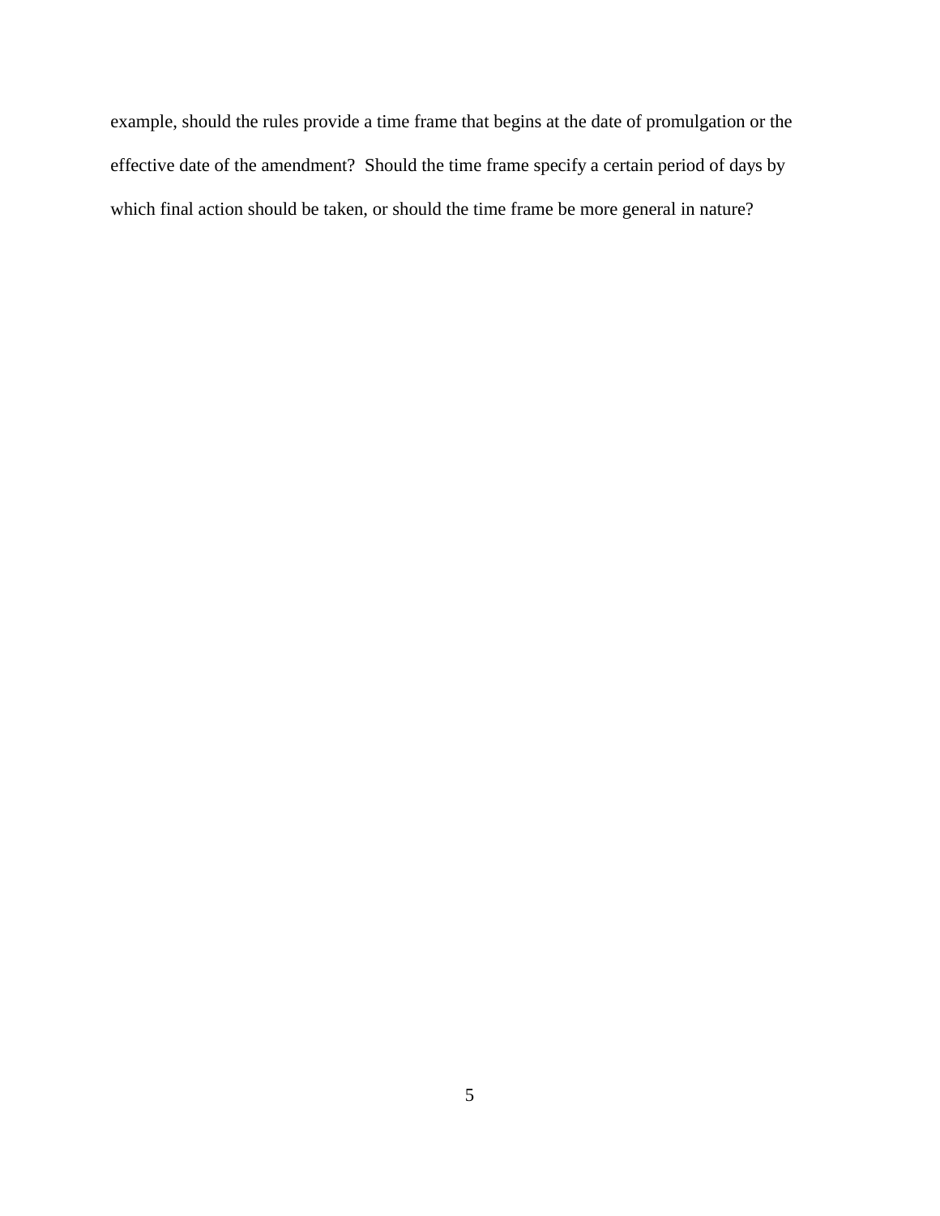example, should the rules provide a time frame that begins at the date of promulgation or the effective date of the amendment? Should the time frame specify a certain period of days by which final action should be taken, or should the time frame be more general in nature?